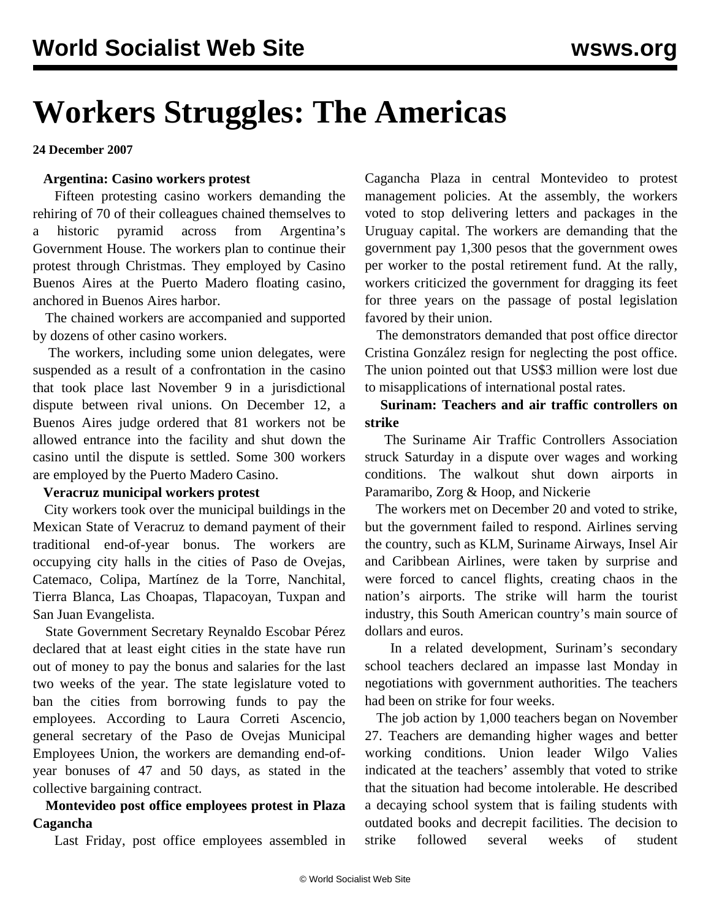# Workers Struggles: The Americas

**24 December 2007**

**Argentina: Casino workers protest**

Fifteen protesting casino workers demanding the rehiring of 70 of their colleagues chained themselves to a historic pyramid across from Argentina's Government House. The workers plan to continue their protest through Christmas. They employed by Casino Buenos Aires at the Puerto Madero floating casino, anchored in Buenos Aires harbor.

The chained workers are accompanied and supported by dozens of other casino workers.

The workers, including some union delegates, were suspended as a result of a confrontation in the casino that took place last November 9 in a jurisdictional dispute between rival unions. On December 12, a Buenos Aires judge ordered that 81 workers not be allowed entrance into the facility and shut down the casino until the dispute is settled. Some 300 workers are employed by the Puerto Madero Casino.

**Veracruz municipal workers protest**

City workers took over the municipal buildings in the Mexican State of Veracruz to demand payment of their traditional end-of-year bonus. The workers are occupying city halls in the cities of Paso de Ovejas, Catemaco, Colipa, Martínez de la Torre, Nanchital, Tierra Blanca, Las Choapas, Tlapacoyan, Tuxpan and San Juan Evangelista.

State Government Secretary Reynaldo Escobar Pérez declared that at least eight cities in the state have run out of money to pay the bonus and salaries for the last two weeks of the year. The state legislature voted to ban the cities from borrowing funds to pay the employees. According to Laura Correti Ascencio, general secretary of the Paso de Ovejas Municipal Employees Union, the workers are demanding end-of-year bonuses of 47 and 50 days, as stated in the collective bargaining contract.

**Montevideo post office employees protest in Plaza Cagancha**

Last Friday, post office employees assembled in Cagancha Plaza in central Montevideo to protest management policies. At the assembly, the workers voted to stop delivering letters and packages in the Uruguay capital. The workers are demanding that the government pay 1,300 pesos that the government owes per worker to the postal retirement fund. At the rally, workers criticized the government for dragging its feet for three years on the passage of postal legislation favored by their union.

The demonstrators demanded that post office director Cristina González resign for neglecting the post office. The union pointed out that US$3 million were lost due to misapplications of international postal rates.

**Surinam: Teachers and air traffic controllers on strike**

The Suriname Air Traffic Controllers Association struck Saturday in a dispute over wages and working conditions. The walkout shut down airports in Paramaribo, Zorg & Hoop, and Nickerie

The workers met on December 20 and voted to strike, but the government failed to respond. Airlines serving the country, such as KLM, Suriname Airways, Insel Air and Caribbean Airlines, were taken by surprise and were forced to cancel flights, creating chaos in the nation's airports. The strike will harm the tourist industry, this South American country's main source of dollars and euros.

In a related development, Surinam's secondary school teachers declared an impasse last Monday in negotiations with government authorities. The teachers had been on strike for four weeks.

The job action by 1,000 teachers began on November 27. Teachers are demanding higher wages and better working conditions. Union leader Wilgo Valies indicated at the teachers' assembly that voted to strike that the situation had become intolerable. He described a decaying school system that is failing students with outdated books and decrepit facilities. The decision to strike followed several weeks of student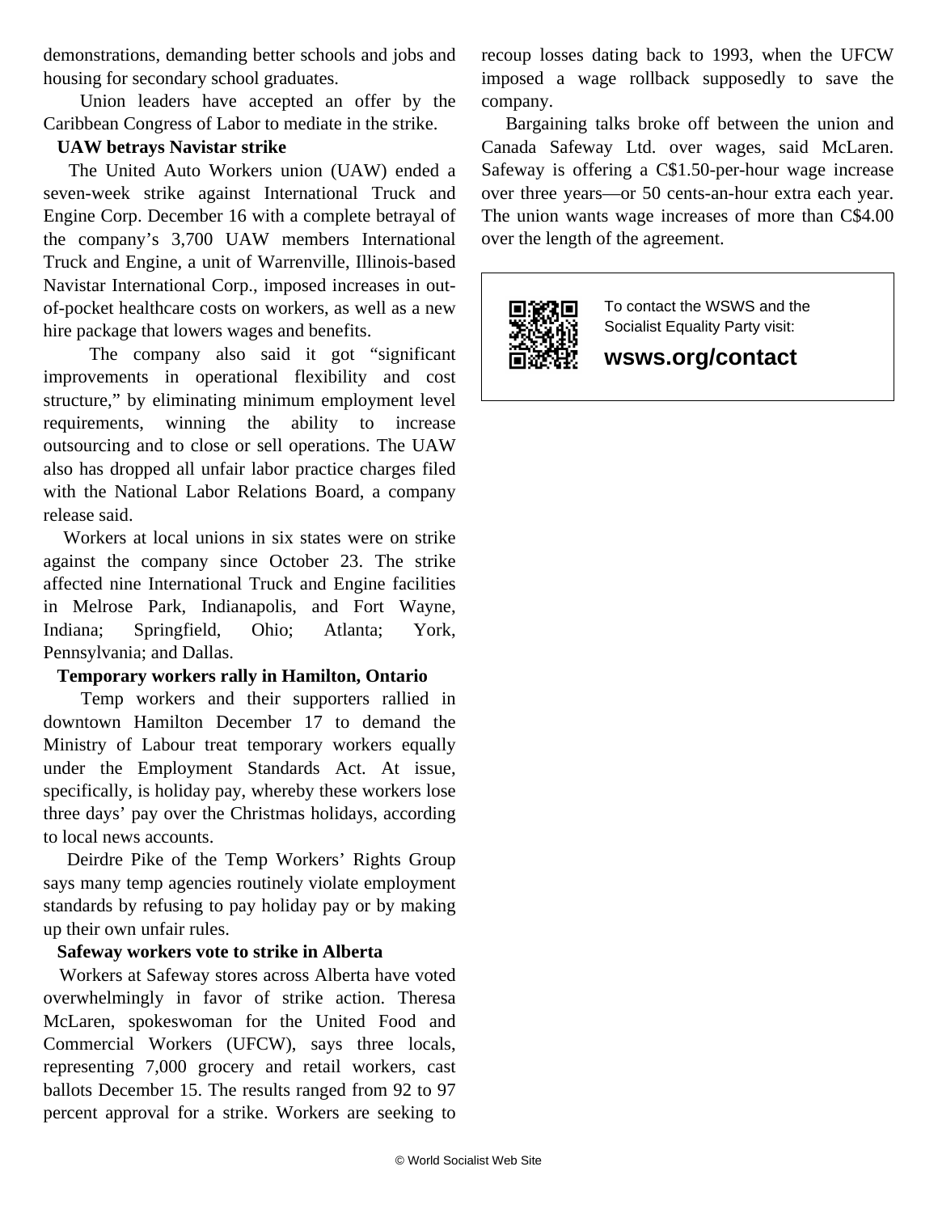demonstrations, demanding better schools and jobs and housing for secondary school graduates.

Union leaders have accepted an offer by the Caribbean Congress of Labor to mediate in the strike.

**UAW betrays Navistar strike**

The United Auto Workers union (UAW) ended a seven-week strike against International Truck and Engine Corp. December 16 with a complete betrayal of the company's 3,700 UAW members International Truck and Engine, a unit of Warrenville, Illinois-based Navistar International Corp., imposed increases in out-of-pocket healthcare costs on workers, as well as a new hire package that lowers wages and benefits.

The company also said it got "significant improvements in operational flexibility and cost structure," by eliminating minimum employment level requirements, winning the ability to increase outsourcing and to close or sell operations. The UAW also has dropped all unfair labor practice charges filed with the National Labor Relations Board, a company release said.

Workers at local unions in six states were on strike against the company since October 23. The strike affected nine International Truck and Engine facilities in Melrose Park, Indianapolis, and Fort Wayne, Indiana; Springfield, Ohio; Atlanta; York, Pennsylvania; and Dallas.

**Temporary workers rally in Hamilton, Ontario**

Temp workers and their supporters rallied in downtown Hamilton December 17 to demand the Ministry of Labour treat temporary workers equally under the Employment Standards Act. At issue, specifically, is holiday pay, whereby these workers lose three days' pay over the Christmas holidays, according to local news accounts.

Deirdre Pike of the Temp Workers' Rights Group says many temp agencies routinely violate employment standards by refusing to pay holiday pay or by making up their own unfair rules.

**Safeway workers vote to strike in Alberta**

Workers at Safeway stores across Alberta have voted overwhelmingly in favor of strike action. Theresa McLaren, spokeswoman for the United Food and Commercial Workers (UFCW), says three locals, representing 7,000 grocery and retail workers, cast ballots December 15. The results ranged from 92 to 97 percent approval for a strike. Workers are seeking to recoup losses dating back to 1993, when the UFCW imposed a wage rollback supposedly to save the company.

Bargaining talks broke off between the union and Canada Safeway Ltd. over wages, said McLaren. Safeway is offering a C$1.50-per-hour wage increase over three years—or 50 cents-an-hour extra each year. The union wants wage increases of more than C$4.00 over the length of the agreement.

To contact the WSWS and the Socialist Equality Party visit:

**wsws.org/contact**